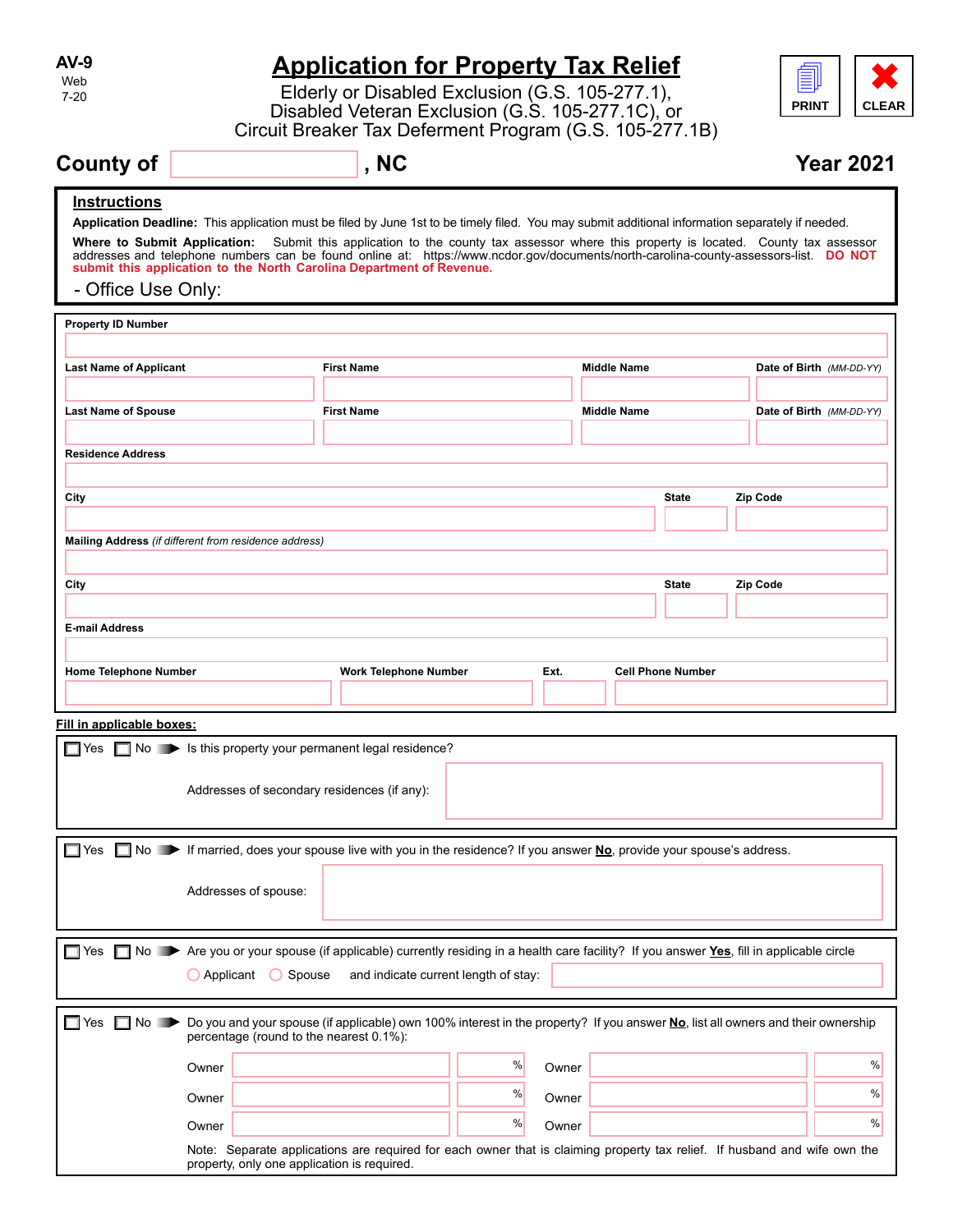AV-9
Web
7-20

# Application for Property Tax Relief

Elderly or Disabled Exclusion (G.S. 105-277.1),
Disabled Veteran Exclusion (G.S. 105-277.1C), or
Circuit Breaker Tax Deferment Program (G.S. 105-277.1B)

PRINT CLEAR

**County of** ______________ **, NC** **Year 2021**

## Instructions

**Application Deadline:** This application must be filed by June 1st to be timely filed. You may submit additional information separately if needed.

**Where to Submit Application:** Submit this application to the county tax assessor where this property is located. County tax assessor addresses and telephone numbers can be found online at: https://www.ncdor.gov/documents/north-carolina-county-assessors-list. **DO NOT submit this application to the North Carolina Department of Revenue.**

- Office Use Only:

**Property ID Number**

| **Last Name of Applicant** | **First Name** | **Middle Name** | **Date of Birth** *(MM-DD-YY)* |
|---|---|---|---|
| | | | |

| **Last Name of Spouse** | **First Name** | **Middle Name** | **Date of Birth** *(MM-DD-YY)* |
|---|---|---|---|
| | | | |

**Residence Address**

| **City** | **State** | **Zip Code** |
|---|---|---|
| | | |

**Mailing Address** *(if different from residence address)*

| **City** | **State** | **Zip Code** |
|---|---|---|
| | | |

**E-mail Address**

| **Home Telephone Number** | **Work Telephone Number** | **Ext.** | **Cell Phone Number** |
|---|---|---|---|
| | | | |

**Fill in applicable boxes:**

☐ Yes ☐ No ➠ Is this property your permanent legal residence?

Addresses of secondary residences (if any):

☐ Yes ☐ No ➠ If married, does your spouse live with you in the residence? If you answer **No**, provide your spouse's address.

Addresses of spouse:

☐ Yes ☐ No ➠ Are you or your spouse (if applicable) currently residing in a health care facility? If you answer **Yes**, fill in applicable circle

○ Applicant ○ Spouse and indicate current length of stay:

☐ Yes ☐ No ➠ Do you and your spouse (if applicable) own 100% interest in the property? If you answer **No**, list all owners and their ownership percentage (round to the nearest 0.1%):

| Owner | % | Owner | % |
|---|---|---|---|
| Owner | % | Owner | % |
| Owner | % | Owner | % |

Note: Separate applications are required for each owner that is claiming property tax relief. If husband and wife own the property, only one application is required.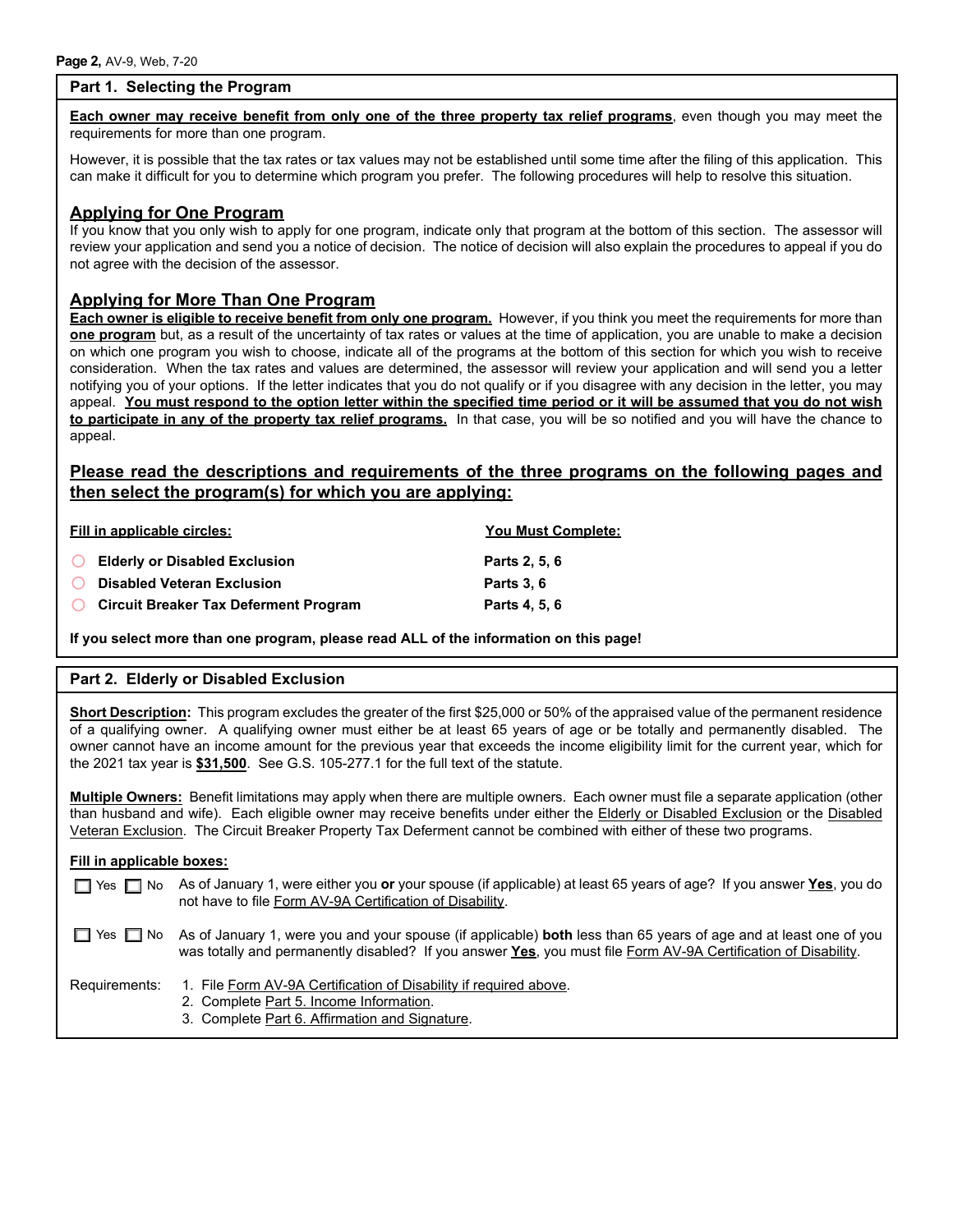## Part 1. Selecting the Program

**Each owner may receive benefit from only one of the three property tax relief programs**, even though you may meet the requirements for more than one program.

However, it is possible that the tax rates or tax values may not be established until some time after the filing of this application. This can make it difficult for you to determine which program you prefer. The following procedures will help to resolve this situation.

### Applying for One Program

If you know that you only wish to apply for one program, indicate only that program at the bottom of this section. The assessor will review your application and send you a notice of decision. The notice of decision will also explain the procedures to appeal if you do not agree with the decision of the assessor.

### Applying for More Than One Program

**Each owner is eligible to receive benefit from only one program.** However, if you think you meet the requirements for more than **one program** but, as a result of the uncertainty of tax rates or values at the time of application, you are unable to make a decision on which one program you wish to choose, indicate all of the programs at the bottom of this section for which you wish to receive consideration. When the tax rates and values are determined, the assessor will review your application and will send you a letter notifying you of your options. If the letter indicates that you do not qualify or if you disagree with any decision in the letter, you may appeal. **You must respond to the option letter within the specified time period or it will be assumed that you do not wish to participate in any of the property tax relief programs.** In that case, you will be so notified and you will have the chance to appeal.

### Please read the descriptions and requirements of the three programs on the following pages and then select the program(s) for which you are applying:

| Fill in applicable circles: | You Must Complete: |
|---|---|
| ○ **Elderly or Disabled Exclusion** | **Parts 2, 5, 6** |
| ○ **Disabled Veteran Exclusion** | **Parts 3, 6** |
| ○ **Circuit Breaker Tax Deferment Program** | **Parts 4, 5, 6** |

**If you select more than one program, please read ALL of the information on this page!**

## Part 2. Elderly or Disabled Exclusion

**Short Description:** This program excludes the greater of the first $25,000 or 50% of the appraised value of the permanent residence of a qualifying owner. A qualifying owner must either be at least 65 years of age or be totally and permanently disabled. The owner cannot have an income amount for the previous year that exceeds the income eligibility limit for the current year, which for the 2021 tax year is **$31,500**. See G.S. 105-277.1 for the full text of the statute.

**Multiple Owners:** Benefit limitations may apply when there are multiple owners. Each owner must file a separate application (other than husband and wife). Each eligible owner may receive benefits under either the Elderly or Disabled Exclusion or the Disabled Veteran Exclusion. The Circuit Breaker Property Tax Deferment cannot be combined with either of these two programs.

**Fill in applicable boxes:**

☐ Yes ☐ No As of January 1, were either you **or** your spouse (if applicable) at least 65 years of age? If you answer **Yes**, you do not have to file Form AV-9A Certification of Disability.

☐ Yes ☐ No As of January 1, were you and your spouse (if applicable) **both** less than 65 years of age and at least one of you was totally and permanently disabled? If you answer **Yes**, you must file Form AV-9A Certification of Disability.

Requirements:
1. File Form AV-9A Certification of Disability if required above.
2. Complete Part 5. Income Information.
3. Complete Part 6. Affirmation and Signature.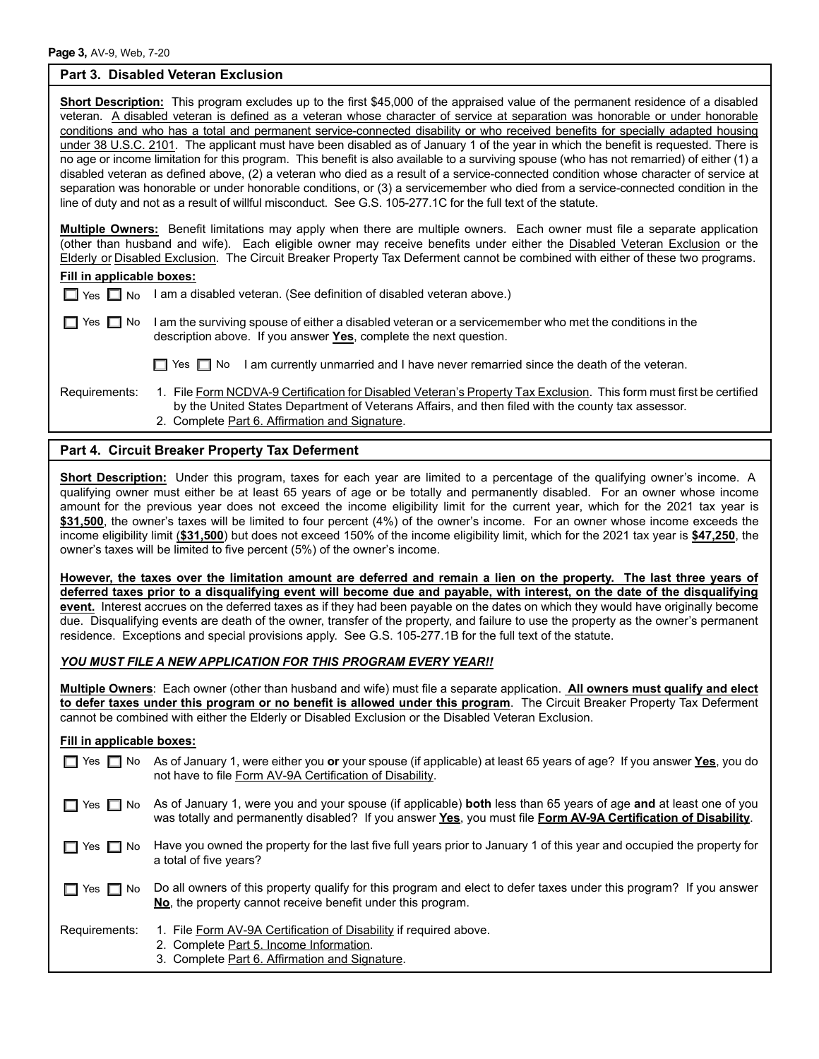## Part 3. Disabled Veteran Exclusion

**Short Description:** This program excludes up to the first $45,000 of the appraised value of the permanent residence of a disabled veteran. A disabled veteran is defined as a veteran whose character of service at separation was honorable or under honorable conditions and who has a total and permanent service-connected disability or who received benefits for specially adapted housing under 38 U.S.C. 2101. The applicant must have been disabled as of January 1 of the year in which the benefit is requested. There is no age or income limitation for this program. This benefit is also available to a surviving spouse (who has not remarried) of either (1) a disabled veteran as defined above, (2) a veteran who died as a result of a service-connected condition whose character of service at separation was honorable or under honorable conditions, or (3) a servicemember who died from a service-connected condition in the line of duty and not as a result of willful misconduct. See G.S. 105-277.1C for the full text of the statute.

**Multiple Owners:** Benefit limitations may apply when there are multiple owners. Each owner must file a separate application (other than husband and wife). Each eligible owner may receive benefits under either the Disabled Veteran Exclusion or the Elderly or Disabled Exclusion. The Circuit Breaker Property Tax Deferment cannot be combined with either of these two programs.

**Fill in applicable boxes:**

☐ Yes ☐ No I am a disabled veteran. (See definition of disabled veteran above.)

☐ Yes ☐ No I am the surviving spouse of either a disabled veteran or a servicemember who met the conditions in the description above. If you answer **Yes**, complete the next question.

☐ Yes ☐ No I am currently unmarried and I have never remarried since the death of the veteran.

Requirements:
1. File Form NCDVA-9 Certification for Disabled Veteran's Property Tax Exclusion. This form must first be certified by the United States Department of Veterans Affairs, and then filed with the county tax assessor.
2. Complete Part 6. Affirmation and Signature.

## Part 4. Circuit Breaker Property Tax Deferment

**Short Description:** Under this program, taxes for each year are limited to a percentage of the qualifying owner's income. A qualifying owner must either be at least 65 years of age or be totally and permanently disabled. For an owner whose income amount for the previous year does not exceed the income eligibility limit for the current year, which for the 2021 tax year is **$31,500**, the owner's taxes will be limited to four percent (4%) of the owner's income. For an owner whose income exceeds the income eligibility limit (**$31,500**) but does not exceed 150% of the income eligibility limit, which for the 2021 tax year is **$47,250**, the owner's taxes will be limited to five percent (5%) of the owner's income.

**However, the taxes over the limitation amount are deferred and remain a lien on the property. The last three years of deferred taxes prior to a disqualifying event will become due and payable, with interest, on the date of the disqualifying event.** Interest accrues on the deferred taxes as if they had been payable on the dates on which they would have originally become due. Disqualifying events are death of the owner, transfer of the property, and failure to use the property as the owner's permanent residence. Exceptions and special provisions apply. See G.S. 105-277.1B for the full text of the statute.

***YOU MUST FILE A NEW APPLICATION FOR THIS PROGRAM EVERY YEAR!!***

**Multiple Owners**: Each owner (other than husband and wife) must file a separate application. **All owners must qualify and elect to defer taxes under this program or no benefit is allowed under this program**. The Circuit Breaker Property Tax Deferment cannot be combined with either the Elderly or Disabled Exclusion or the Disabled Veteran Exclusion.

**Fill in applicable boxes:**

☐ Yes ☐ No As of January 1, were either you **or** your spouse (if applicable) at least 65 years of age? If you answer **Yes**, you do not have to file Form AV-9A Certification of Disability.

☐ Yes ☐ No As of January 1, were you and your spouse (if applicable) **both** less than 65 years of age **and** at least one of you was totally and permanently disabled? If you answer **Yes**, you must file **Form AV-9A Certification of Disability**.

☐ Yes ☐ No Have you owned the property for the last five full years prior to January 1 of this year and occupied the property for a total of five years?

☐ Yes ☐ No Do all owners of this property qualify for this program and elect to defer taxes under this program? If you answer **No**, the property cannot receive benefit under this program.

Requirements:
1. File Form AV-9A Certification of Disability if required above.
2. Complete Part 5. Income Information.
3. Complete Part 6. Affirmation and Signature.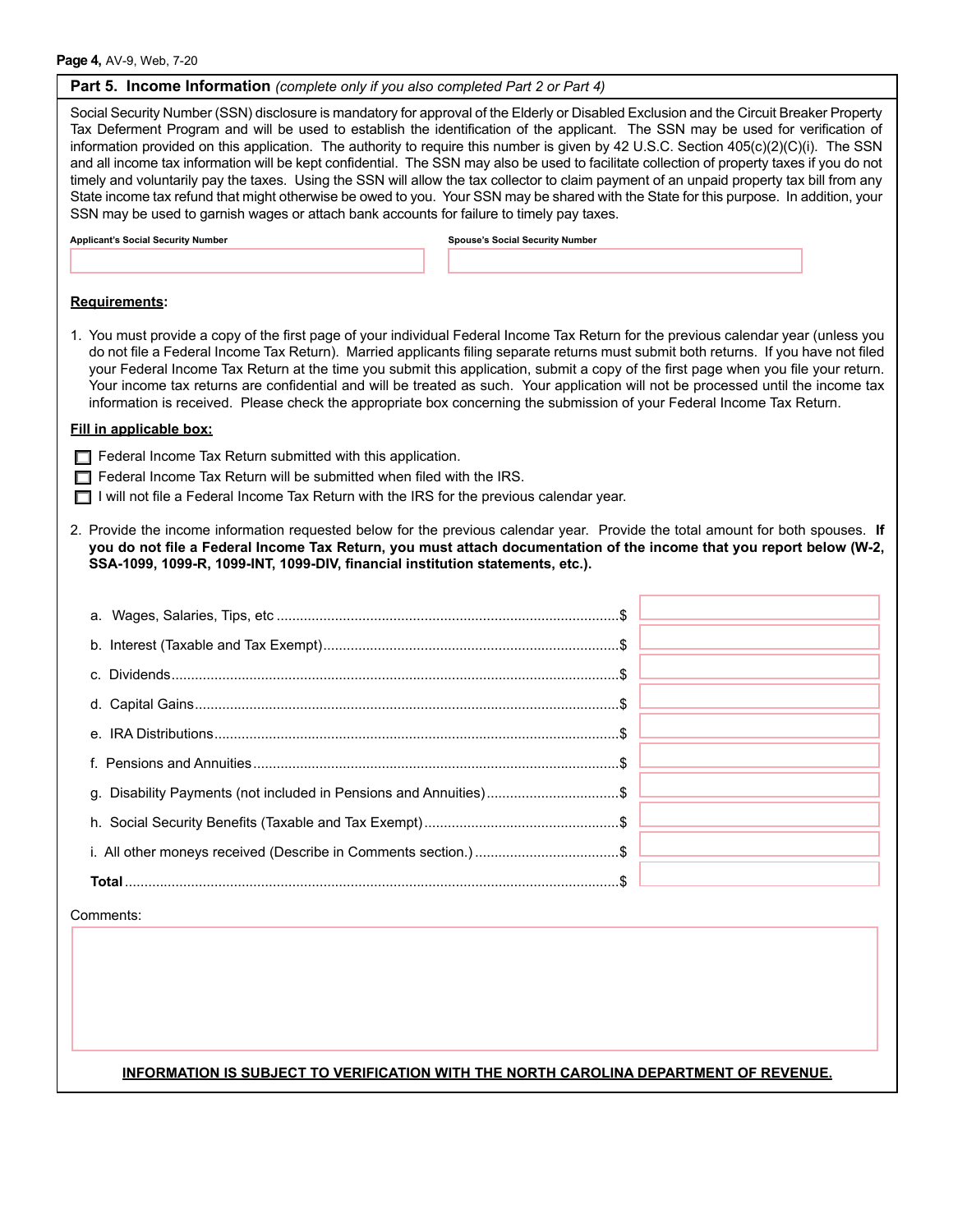## Part 5. Income Information *(complete only if you also completed Part 2 or Part 4)*

Social Security Number (SSN) disclosure is mandatory for approval of the Elderly or Disabled Exclusion and the Circuit Breaker Property Tax Deferment Program and will be used to establish the identification of the applicant. The SSN may be used for verification of information provided on this application. The authority to require this number is given by 42 U.S.C. Section 405(c)(2)(C)(i). The SSN and all income tax information will be kept confidential. The SSN may also be used to facilitate collection of property taxes if you do not timely and voluntarily pay the taxes. Using the SSN will allow the tax collector to claim payment of an unpaid property tax bill from any State income tax refund that might otherwise be owed to you. Your SSN may be shared with the State for this purpose. In addition, your SSN may be used to garnish wages or attach bank accounts for failure to timely pay taxes.

| Applicant's Social Security Number | Spouse's Social Security Number |
|---|---|
| | |

**Requirements:**

1. You must provide a copy of the first page of your individual Federal Income Tax Return for the previous calendar year (unless you do not file a Federal Income Tax Return). Married applicants filing separate returns must submit both returns. If you have not filed your Federal Income Tax Return at the time you submit this application, submit a copy of the first page when you file your return. Your income tax returns are confidential and will be treated as such. Your application will not be processed until the income tax information is received. Please check the appropriate box concerning the submission of your Federal Income Tax Return.

**Fill in applicable box:**

☐ Federal Income Tax Return submitted with this application.
☐ Federal Income Tax Return will be submitted when filed with the IRS.
☐ I will not file a Federal Income Tax Return with the IRS for the previous calendar year.

2. Provide the income information requested below for the previous calendar year. Provide the total amount for both spouses. **If you do not file a Federal Income Tax Return, you must attach documentation of the income that you report below (W-2, SSA-1099, 1099-R, 1099-INT, 1099-DIV, financial institution statements, etc.).**

| | |
|---|---|
| a. Wages, Salaries, Tips, etc | $ |
| b. Interest (Taxable and Tax Exempt) | $ |
| c. Dividends | $ |
| d. Capital Gains | $ |
| e. IRA Distributions | $ |
| f. Pensions and Annuities | $ |
| g. Disability Payments (not included in Pensions and Annuities) | $ |
| h. Social Security Benefits (Taxable and Tax Exempt) | $ |
| i. All other moneys received (Describe in Comments section.) | $ |
| **Total** | $ |

Comments:

**INFORMATION IS SUBJECT TO VERIFICATION WITH THE NORTH CAROLINA DEPARTMENT OF REVENUE.**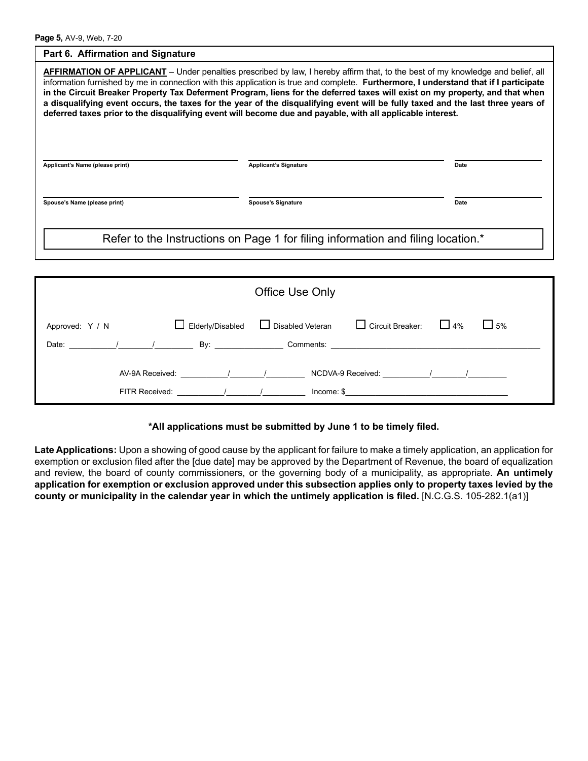## Part 6. Affirmation and Signature

**AFFIRMATION OF APPLICANT** – Under penalties prescribed by law, I hereby affirm that, to the best of my knowledge and belief, all information furnished by me in connection with this application is true and complete. **Furthermore, I understand that if I participate in the Circuit Breaker Property Tax Deferment Program, liens for the deferred taxes will exist on my property, and that when a disqualifying event occurs, the taxes for the year of the disqualifying event will be fully taxed and the last three years of deferred taxes prior to the disqualifying event will become due and payable, with all applicable interest.**

| | | |
|---|---|---|
| Applicant's Name (please print) | Applicant's Signature | Date |
| Spouse's Name (please print) | Spouse's Signature | Date |

Refer to the Instructions on Page 1 for filing information and filing location.*

### Office Use Only

Approved: Y / N ☐ Elderly/Disabled ☐ Disabled Veteran ☐ Circuit Breaker: ☐ 4% ☐ 5%

Date: ____/____/____ By: ________ Comments: ____________________

AV-9A Received: ____/____/____ NCDVA-9 Received: ____/____/____

FITR Received: ____/____/____ Income: $____________________

**\*All applications must be submitted by June 1 to be timely filed.**

**Late Applications:** Upon a showing of good cause by the applicant for failure to make a timely application, an application for exemption or exclusion filed after the [due date] may be approved by the Department of Revenue, the board of equalization and review, the board of county commissioners, or the governing body of a municipality, as appropriate. **An untimely application for exemption or exclusion approved under this subsection applies only to property taxes levied by the county or municipality in the calendar year in which the untimely application is filed.** [N.C.G.S. 105-282.1(a1)]